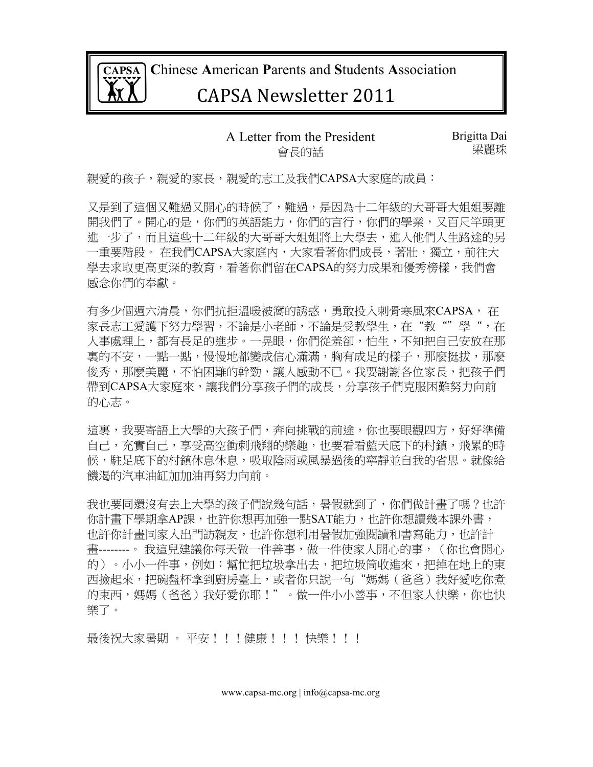**C**hinese **A**merican **P**arents and **S**tudents **A**ssociation

# CAPSA Newsletter 2011

## A Letter from the President 會長的話

Brigitta Dai
梁麗珠

親愛的孩子，親愛的家長，親愛的志工及我們CAPSA大家庭的成員：

又是到了這個又難過又開心的時候了，難過，是因為十二年級的大哥哥大姐姐要離開我們了。開心的是，你們的英語能力，你們的言行，你們的學業，又百尺竿頭更進一步了，而且這些十二年級的大哥哥大姐姐將上大學去，進入他們人生路途的另一重要階段。 在我們CAPSA大家庭內，大家看著你們成長，著壯，獨立，前往大學去求取更高更深的教育，看著你們留在CAPSA的努力成果和優秀榜樣，我們會感念你們的奉獻。

有多少個週六清晨，你們抗拒溫暖被窩的誘惑，勇敢投入刺骨寒風來CAPSA， 在家長志工愛護下努力學習，不論是小老師，不論是受教學生，在"教""學"，在人事處理上，都有長足的進步。一晃眼，你們從羞卻，怕生，不知把自己安放在那裏的不安，一點一點，慢慢地都變成信心滿滿，胸有成足的樣子，那麼挺拔，那麼俊秀，那麼美麗，不怕困難的幹勁，讓人感動不已。我要謝謝各位家長，把孩子們帶到CAPSA大家庭來，讓我們分享孩子們的成長，分享孩子們克服困難努力向前的心志。

這裏，我要寄語上大學的大孩子們，奔向挑戰的前途，你也要眼觀四方，好好準備自己，充實自己，享受高空衝刺飛翔的樂趣，也要看看藍天底下的村鎮，飛累的時候，駐足底下的村鎮休息休息，吸取陰雨或風暴過後的寧靜並自我的省思。就像給饑渴的汽車油缸加加油再努力向前。

我也要同還沒有去上大學的孩子們說幾句話，暑假就到了，你們做計畫了嗎？也許你計畫下學期拿AP課，也許你想再加強一點SAT能力，也許你想讀幾本課外書，也許你計畫同家人出門訪親友，也許你想利用暑假加強閱讀和書寫能力，也許計畫--------。 我這兒建議你每天做一件善事，做一件使家人開心的事，（你也會開心的）。小小一件事，例如：幫忙把垃圾拿出去，把垃圾筒收進來，把掉在地上的東西撿起來，把碗盤杯拿到廚房臺上，或者你只說一句"媽媽（爸爸）我好愛吃你煮的東西，媽媽（爸爸）我好愛你耶！"。做一件小小善事，不但家人快樂，你也快樂了。

最後祝大家暑期 。 平安！！！健康！！！ 快樂！！！

www.capsa-mc.org | info@capsa-mc.org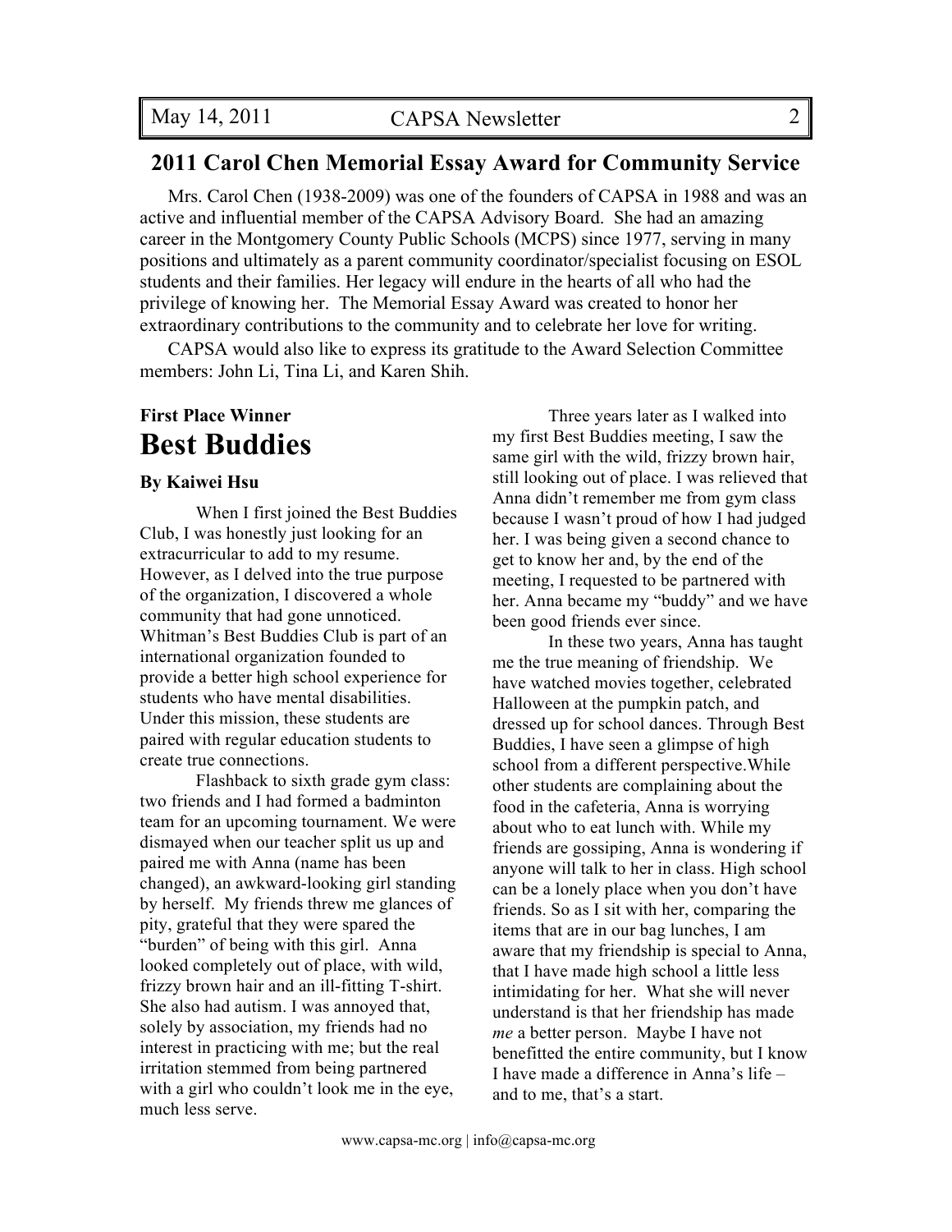## 2011 Carol Chen Memorial Essay Award for Community Service

Mrs. Carol Chen (1938-2009) was one of the founders of CAPSA in 1988 and was an active and influential member of the CAPSA Advisory Board. She had an amazing career in the Montgomery County Public Schools (MCPS) since 1977, serving in many positions and ultimately as a parent community coordinator/specialist focusing on ESOL students and their families. Her legacy will endure in the hearts of all who had the privilege of knowing her. The Memorial Essay Award was created to honor her extraordinary contributions to the community and to celebrate her love for writing.

CAPSA would also like to express its gratitude to the Award Selection Committee members: John Li, Tina Li, and Karen Shih.

**First Place Winner**

# Best Buddies

**By Kaiwei Hsu**

When I first joined the Best Buddies Club, I was honestly just looking for an extracurricular to add to my resume. However, as I delved into the true purpose of the organization, I discovered a whole community that had gone unnoticed. Whitman's Best Buddies Club is part of an international organization founded to provide a better high school experience for students who have mental disabilities. Under this mission, these students are paired with regular education students to create true connections.

Flashback to sixth grade gym class: two friends and I had formed a badminton team for an upcoming tournament. We were dismayed when our teacher split us up and paired me with Anna (name has been changed), an awkward-looking girl standing by herself. My friends threw me glances of pity, grateful that they were spared the "burden" of being with this girl. Anna looked completely out of place, with wild, frizzy brown hair and an ill-fitting T-shirt. She also had autism. I was annoyed that, solely by association, my friends had no interest in practicing with me; but the real irritation stemmed from being partnered with a girl who couldn't look me in the eye, much less serve.

Three years later as I walked into my first Best Buddies meeting, I saw the same girl with the wild, frizzy brown hair, still looking out of place. I was relieved that Anna didn't remember me from gym class because I wasn't proud of how I had judged her. I was being given a second chance to get to know her and, by the end of the meeting, I requested to be partnered with her. Anna became my "buddy" and we have been good friends ever since.

In these two years, Anna has taught me the true meaning of friendship. We have watched movies together, celebrated Halloween at the pumpkin patch, and dressed up for school dances. Through Best Buddies, I have seen a glimpse of high school from a different perspective.While other students are complaining about the food in the cafeteria, Anna is worrying about who to eat lunch with. While my friends are gossiping, Anna is wondering if anyone will talk to her in class. High school can be a lonely place when you don't have friends. So as I sit with her, comparing the items that are in our bag lunches, I am aware that my friendship is special to Anna, that I have made high school a little less intimidating for her. What she will never understand is that her friendship has made *me* a better person. Maybe I have not benefitted the entire community, but I know I have made a difference in Anna's life – and to me, that's a start.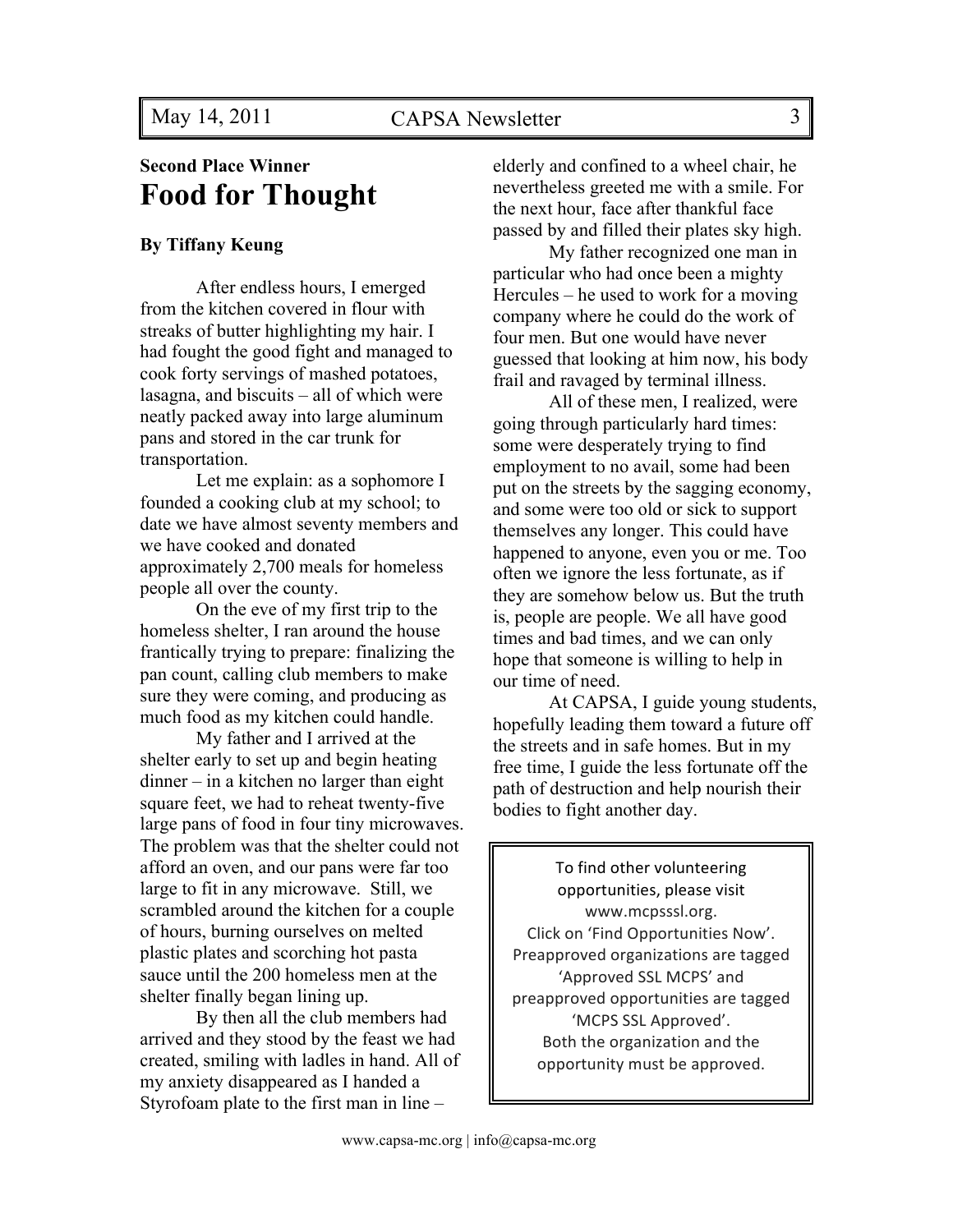**Second Place Winner**

# Food for Thought

**By Tiffany Keung**

After endless hours, I emerged from the kitchen covered in flour with streaks of butter highlighting my hair. I had fought the good fight and managed to cook forty servings of mashed potatoes, lasagna, and biscuits – all of which were neatly packed away into large aluminum pans and stored in the car trunk for transportation.

Let me explain: as a sophomore I founded a cooking club at my school; to date we have almost seventy members and we have cooked and donated approximately 2,700 meals for homeless people all over the county.

On the eve of my first trip to the homeless shelter, I ran around the house frantically trying to prepare: finalizing the pan count, calling club members to make sure they were coming, and producing as much food as my kitchen could handle.

My father and I arrived at the shelter early to set up and begin heating dinner – in a kitchen no larger than eight square feet, we had to reheat twenty-five large pans of food in four tiny microwaves. The problem was that the shelter could not afford an oven, and our pans were far too large to fit in any microwave. Still, we scrambled around the kitchen for a couple of hours, burning ourselves on melted plastic plates and scorching hot pasta sauce until the 200 homeless men at the shelter finally began lining up.

By then all the club members had arrived and they stood by the feast we had created, smiling with ladles in hand. All of my anxiety disappeared as I handed a Styrofoam plate to the first man in line – elderly and confined to a wheel chair, he nevertheless greeted me with a smile. For the next hour, face after thankful face passed by and filled their plates sky high.

My father recognized one man in particular who had once been a mighty Hercules – he used to work for a moving company where he could do the work of four men. But one would have never guessed that looking at him now, his body frail and ravaged by terminal illness.

All of these men, I realized, were going through particularly hard times: some were desperately trying to find employment to no avail, some had been put on the streets by the sagging economy, and some were too old or sick to support themselves any longer. This could have happened to anyone, even you or me. Too often we ignore the less fortunate, as if they are somehow below us. But the truth is, people are people. We all have good times and bad times, and we can only hope that someone is willing to help in our time of need.

At CAPSA, I guide young students, hopefully leading them toward a future off the streets and in safe homes. But in my free time, I guide the less fortunate off the path of destruction and help nourish their bodies to fight another day.

---

To find other volunteering opportunities, please visit www.mcpsssl.org.
Click on 'Find Opportunities Now'.
Preapproved organizations are tagged 'Approved SSL MCPS' and preapproved opportunities are tagged 'MCPS SSL Approved'.
Both the organization and the opportunity must be approved.

---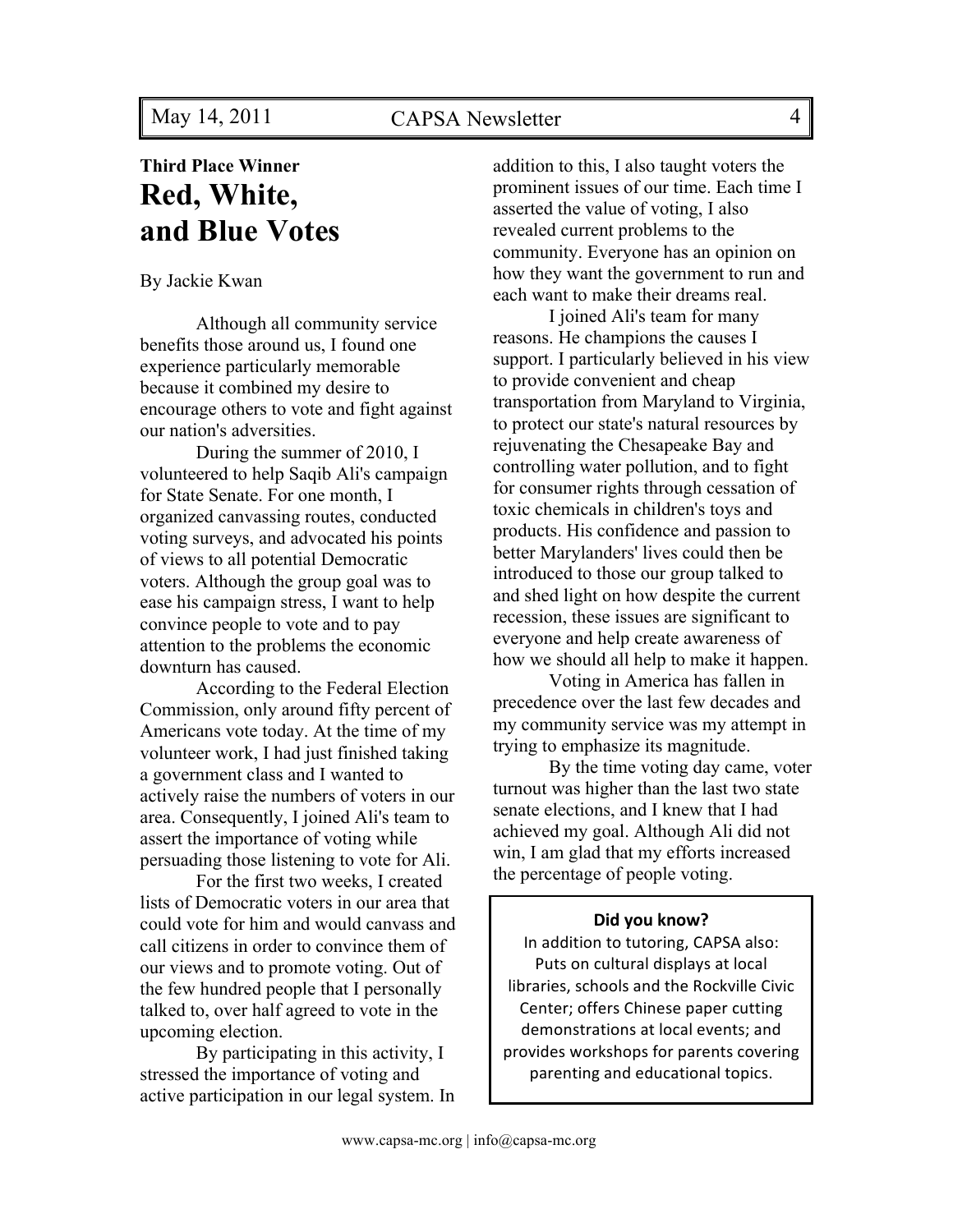**Third Place Winner**

# Red, White, and Blue Votes

By Jackie Kwan

Although all community service benefits those around us, I found one experience particularly memorable because it combined my desire to encourage others to vote and fight against our nation's adversities.

During the summer of 2010, I volunteered to help Saqib Ali's campaign for State Senate. For one month, I organized canvassing routes, conducted voting surveys, and advocated his points of views to all potential Democratic voters. Although the group goal was to ease his campaign stress, I want to help convince people to vote and to pay attention to the problems the economic downturn has caused.

According to the Federal Election Commission, only around fifty percent of Americans vote today. At the time of my volunteer work, I had just finished taking a government class and I wanted to actively raise the numbers of voters in our area. Consequently, I joined Ali's team to assert the importance of voting while persuading those listening to vote for Ali.

For the first two weeks, I created lists of Democratic voters in our area that could vote for him and would canvass and call citizens in order to convince them of our views and to promote voting. Out of the few hundred people that I personally talked to, over half agreed to vote in the upcoming election.

By participating in this activity, I stressed the importance of voting and active participation in our legal system. In addition to this, I also taught voters the prominent issues of our time. Each time I asserted the value of voting, I also revealed current problems to the community. Everyone has an opinion on how they want the government to run and each want to make their dreams real.

I joined Ali's team for many reasons. He champions the causes I support. I particularly believed in his view to provide convenient and cheap transportation from Maryland to Virginia, to protect our state's natural resources by rejuvenating the Chesapeake Bay and controlling water pollution, and to fight for consumer rights through cessation of toxic chemicals in children's toys and products. His confidence and passion to better Marylanders' lives could then be introduced to those our group talked to and shed light on how despite the current recession, these issues are significant to everyone and help create awareness of how we should all help to make it happen.

Voting in America has fallen in precedence over the last few decades and my community service was my attempt in trying to emphasize its magnitude.

By the time voting day came, voter turnout was higher than the last two state senate elections, and I knew that I had achieved my goal. Although Ali did not win, I am glad that my efforts increased the percentage of people voting.

**Did you know?**

In addition to tutoring, CAPSA also: Puts on cultural displays at local libraries, schools and the Rockville Civic Center; offers Chinese paper cutting demonstrations at local events; and provides workshops for parents covering parenting and educational topics.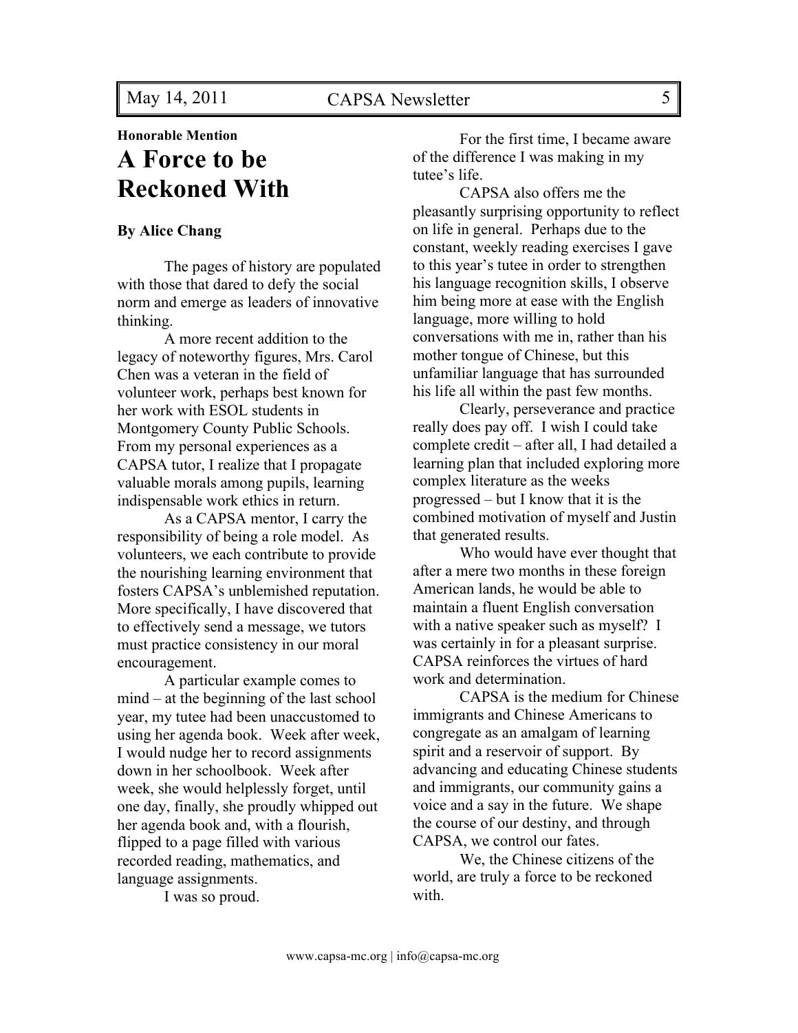**Honorable Mention**

# A Force to be Reckoned With

**By Alice Chang**

The pages of history are populated with those that dared to defy the social norm and emerge as leaders of innovative thinking.

A more recent addition to the legacy of noteworthy figures, Mrs. Carol Chen was a veteran in the field of volunteer work, perhaps best known for her work with ESOL students in Montgomery County Public Schools. From my personal experiences as a CAPSA tutor, I realize that I propagate valuable morals among pupils, learning indispensable work ethics in return.

As a CAPSA mentor, I carry the responsibility of being a role model. As volunteers, we each contribute to provide the nourishing learning environment that fosters CAPSA's unblemished reputation. More specifically, I have discovered that to effectively send a message, we tutors must practice consistency in our moral encouragement.

A particular example comes to mind – at the beginning of the last school year, my tutee had been unaccustomed to using her agenda book. Week after week, I would nudge her to record assignments down in her schoolbook. Week after week, she would helplessly forget, until one day, finally, she proudly whipped out her agenda book and, with a flourish, flipped to a page filled with various recorded reading, mathematics, and language assignments.

I was so proud.

For the first time, I became aware of the difference I was making in my tutee's life.

CAPSA also offers me the pleasantly surprising opportunity to reflect on life in general. Perhaps due to the constant, weekly reading exercises I gave to this year's tutee in order to strengthen his language recognition skills, I observe him being more at ease with the English language, more willing to hold conversations with me in, rather than his mother tongue of Chinese, but this unfamiliar language that has surrounded his life all within the past few months.

Clearly, perseverance and practice really does pay off. I wish I could take complete credit – after all, I had detailed a learning plan that included exploring more complex literature as the weeks progressed – but I know that it is the combined motivation of myself and Justin that generated results.

Who would have ever thought that after a mere two months in these foreign American lands, he would be able to maintain a fluent English conversation with a native speaker such as myself? I was certainly in for a pleasant surprise. CAPSA reinforces the virtues of hard work and determination.

CAPSA is the medium for Chinese immigrants and Chinese Americans to congregate as an amalgam of learning spirit and a reservoir of support. By advancing and educating Chinese students and immigrants, our community gains a voice and a say in the future. We shape the course of our destiny, and through CAPSA, we control our fates.

We, the Chinese citizens of the world, are truly a force to be reckoned with.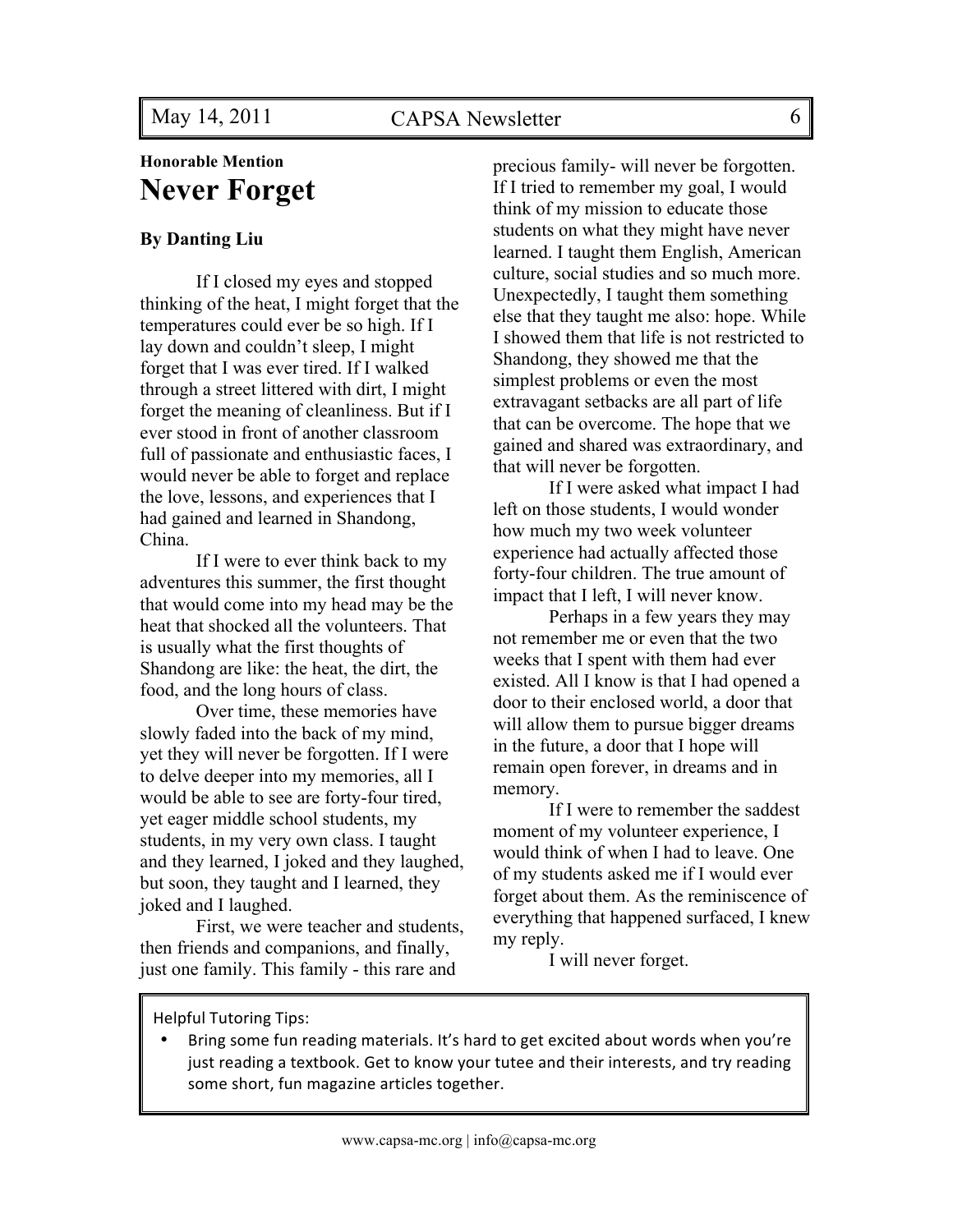**Honorable Mention**

# Never Forget

**By Danting Liu**

If I closed my eyes and stopped thinking of the heat, I might forget that the temperatures could ever be so high. If I lay down and couldn't sleep, I might forget that I was ever tired. If I walked through a street littered with dirt, I might forget the meaning of cleanliness. But if I ever stood in front of another classroom full of passionate and enthusiastic faces, I would never be able to forget and replace the love, lessons, and experiences that I had gained and learned in Shandong, China.

If I were to ever think back to my adventures this summer, the first thought that would come into my head may be the heat that shocked all the volunteers. That is usually what the first thoughts of Shandong are like: the heat, the dirt, the food, and the long hours of class.

Over time, these memories have slowly faded into the back of my mind, yet they will never be forgotten. If I were to delve deeper into my memories, all I would be able to see are forty-four tired, yet eager middle school students, my students, in my very own class. I taught and they learned, I joked and they laughed, but soon, they taught and I learned, they joked and I laughed.

First, we were teacher and students, then friends and companions, and finally, just one family. This family - this rare and precious family- will never be forgotten. If I tried to remember my goal, I would think of my mission to educate those students on what they might have never learned. I taught them English, American culture, social studies and so much more. Unexpectedly, I taught them something else that they taught me also: hope. While I showed them that life is not restricted to Shandong, they showed me that the simplest problems or even the most extravagant setbacks are all part of life that can be overcome. The hope that we gained and shared was extraordinary, and that will never be forgotten.

If I were asked what impact I had left on those students, I would wonder how much my two week volunteer experience had actually affected those forty-four children. The true amount of impact that I left, I will never know.

Perhaps in a few years they may not remember me or even that the two weeks that I spent with them had ever existed. All I know is that I had opened a door to their enclosed world, a door that will allow them to pursue bigger dreams in the future, a door that I hope will remain open forever, in dreams and in memory.

If I were to remember the saddest moment of my volunteer experience, I would think of when I had to leave. One of my students asked me if I would ever forget about them. As the reminiscence of everything that happened surfaced, I knew my reply.

I will never forget.

---

Helpful Tutoring Tips:

- Bring some fun reading materials. It's hard to get excited about words when you're just reading a textbook. Get to know your tutee and their interests, and try reading some short, fun magazine articles together.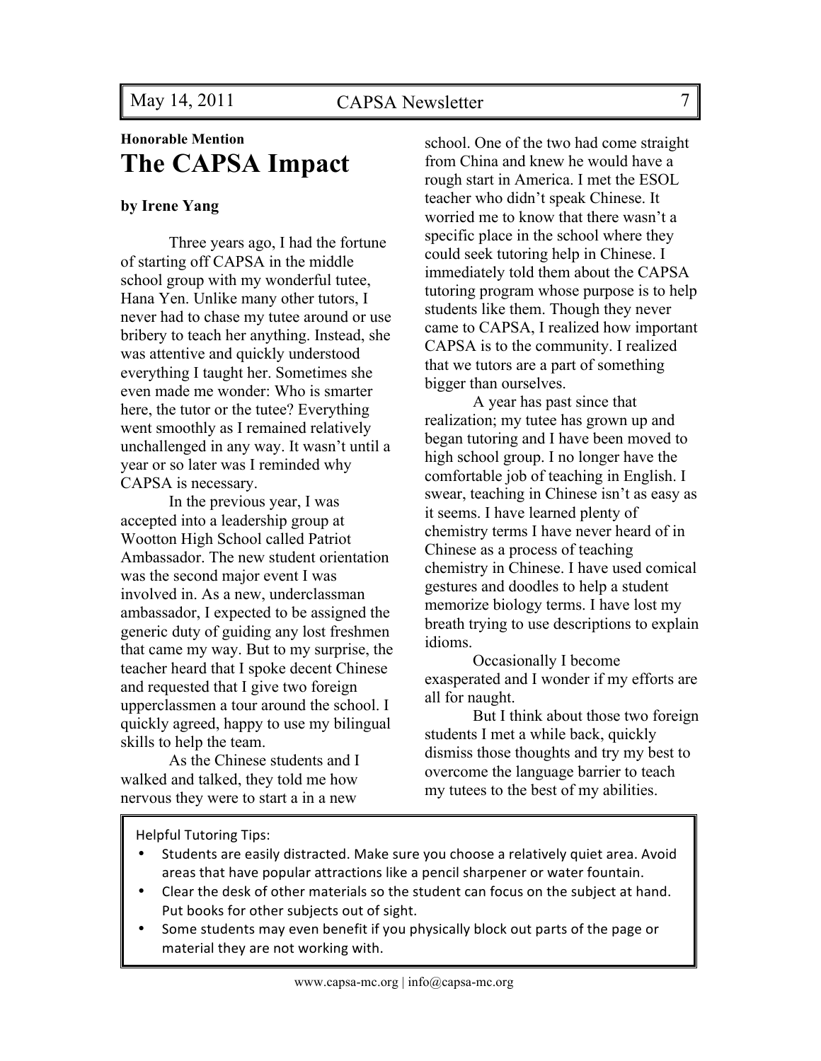**Honorable Mention**

# The CAPSA Impact

**by Irene Yang**

Three years ago, I had the fortune of starting off CAPSA in the middle school group with my wonderful tutee, Hana Yen. Unlike many other tutors, I never had to chase my tutee around or use bribery to teach her anything. Instead, she was attentive and quickly understood everything I taught her. Sometimes she even made me wonder: Who is smarter here, the tutor or the tutee? Everything went smoothly as I remained relatively unchallenged in any way. It wasn't until a year or so later was I reminded why CAPSA is necessary.

In the previous year, I was accepted into a leadership group at Wootton High School called Patriot Ambassador. The new student orientation was the second major event I was involved in. As a new, underclassman ambassador, I expected to be assigned the generic duty of guiding any lost freshmen that came my way. But to my surprise, the teacher heard that I spoke decent Chinese and requested that I give two foreign upperclassmen a tour around the school. I quickly agreed, happy to use my bilingual skills to help the team.

As the Chinese students and I walked and talked, they told me how nervous they were to start a in a new school. One of the two had come straight from China and knew he would have a rough start in America. I met the ESOL teacher who didn't speak Chinese. It worried me to know that there wasn't a specific place in the school where they could seek tutoring help in Chinese. I immediately told them about the CAPSA tutoring program whose purpose is to help students like them. Though they never came to CAPSA, I realized how important CAPSA is to the community. I realized that we tutors are a part of something bigger than ourselves.

A year has past since that realization; my tutee has grown up and began tutoring and I have been moved to high school group. I no longer have the comfortable job of teaching in English. I swear, teaching in Chinese isn't as easy as it seems. I have learned plenty of chemistry terms I have never heard of in Chinese as a process of teaching chemistry in Chinese. I have used comical gestures and doodles to help a student memorize biology terms. I have lost my breath trying to use descriptions to explain idioms.

Occasionally I become exasperated and I wonder if my efforts are all for naught.

But I think about those two foreign students I met a while back, quickly dismiss those thoughts and try my best to overcome the language barrier to teach my tutees to the best of my abilities.

Helpful Tutoring Tips:

- Students are easily distracted. Make sure you choose a relatively quiet area. Avoid areas that have popular attractions like a pencil sharpener or water fountain.
- Clear the desk of other materials so the student can focus on the subject at hand. Put books for other subjects out of sight.
- Some students may even benefit if you physically block out parts of the page or material they are not working with.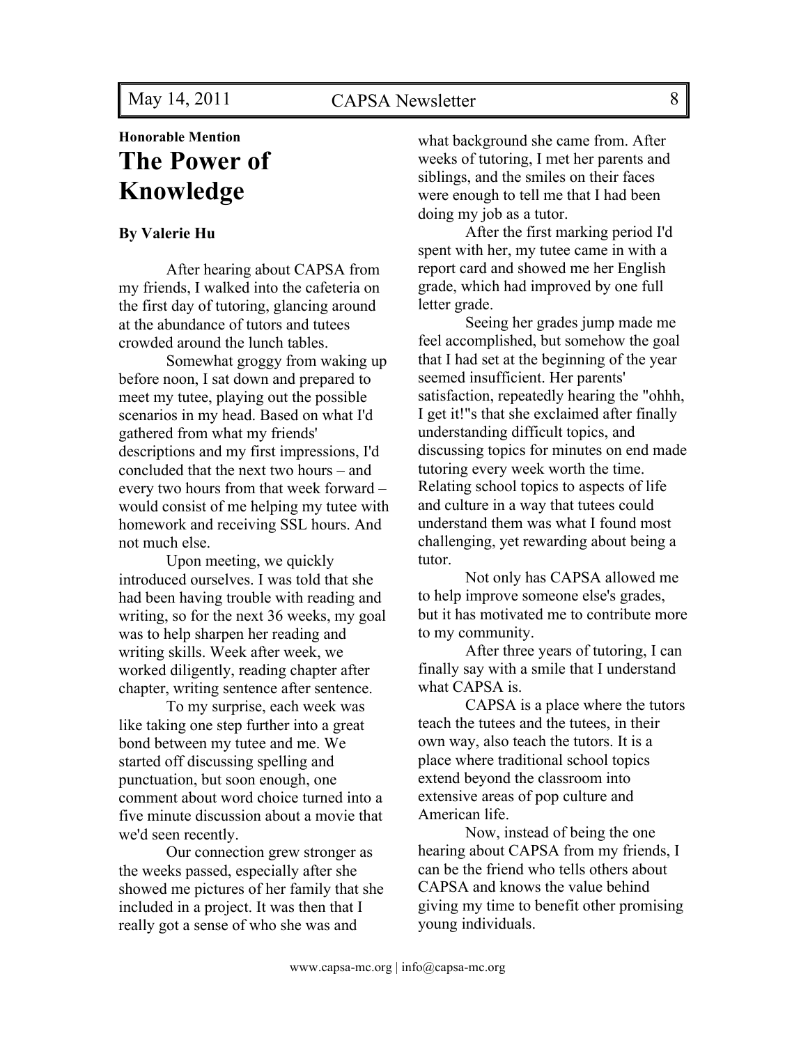**Honorable Mention**

# The Power of Knowledge

**By Valerie Hu**

After hearing about CAPSA from my friends, I walked into the cafeteria on the first day of tutoring, glancing around at the abundance of tutors and tutees crowded around the lunch tables.

Somewhat groggy from waking up before noon, I sat down and prepared to meet my tutee, playing out the possible scenarios in my head. Based on what I'd gathered from what my friends' descriptions and my first impressions, I'd concluded that the next two hours – and every two hours from that week forward – would consist of me helping my tutee with homework and receiving SSL hours. And not much else.

Upon meeting, we quickly introduced ourselves. I was told that she had been having trouble with reading and writing, so for the next 36 weeks, my goal was to help sharpen her reading and writing skills. Week after week, we worked diligently, reading chapter after chapter, writing sentence after sentence.

To my surprise, each week was like taking one step further into a great bond between my tutee and me. We started off discussing spelling and punctuation, but soon enough, one comment about word choice turned into a five minute discussion about a movie that we'd seen recently.

Our connection grew stronger as the weeks passed, especially after she showed me pictures of her family that she included in a project. It was then that I really got a sense of who she was and what background she came from. After weeks of tutoring, I met her parents and siblings, and the smiles on their faces were enough to tell me that I had been doing my job as a tutor.

After the first marking period I'd spent with her, my tutee came in with a report card and showed me her English grade, which had improved by one full letter grade.

Seeing her grades jump made me feel accomplished, but somehow the goal that I had set at the beginning of the year seemed insufficient. Her parents' satisfaction, repeatedly hearing the "ohhh, I get it!"s that she exclaimed after finally understanding difficult topics, and discussing topics for minutes on end made tutoring every week worth the time. Relating school topics to aspects of life and culture in a way that tutees could understand them was what I found most challenging, yet rewarding about being a tutor.

Not only has CAPSA allowed me to help improve someone else's grades, but it has motivated me to contribute more to my community.

After three years of tutoring, I can finally say with a smile that I understand what CAPSA is.

CAPSA is a place where the tutors teach the tutees and the tutees, in their own way, also teach the tutors. It is a place where traditional school topics extend beyond the classroom into extensive areas of pop culture and American life.

Now, instead of being the one hearing about CAPSA from my friends, I can be the friend who tells others about CAPSA and knows the value behind giving my time to benefit other promising young individuals.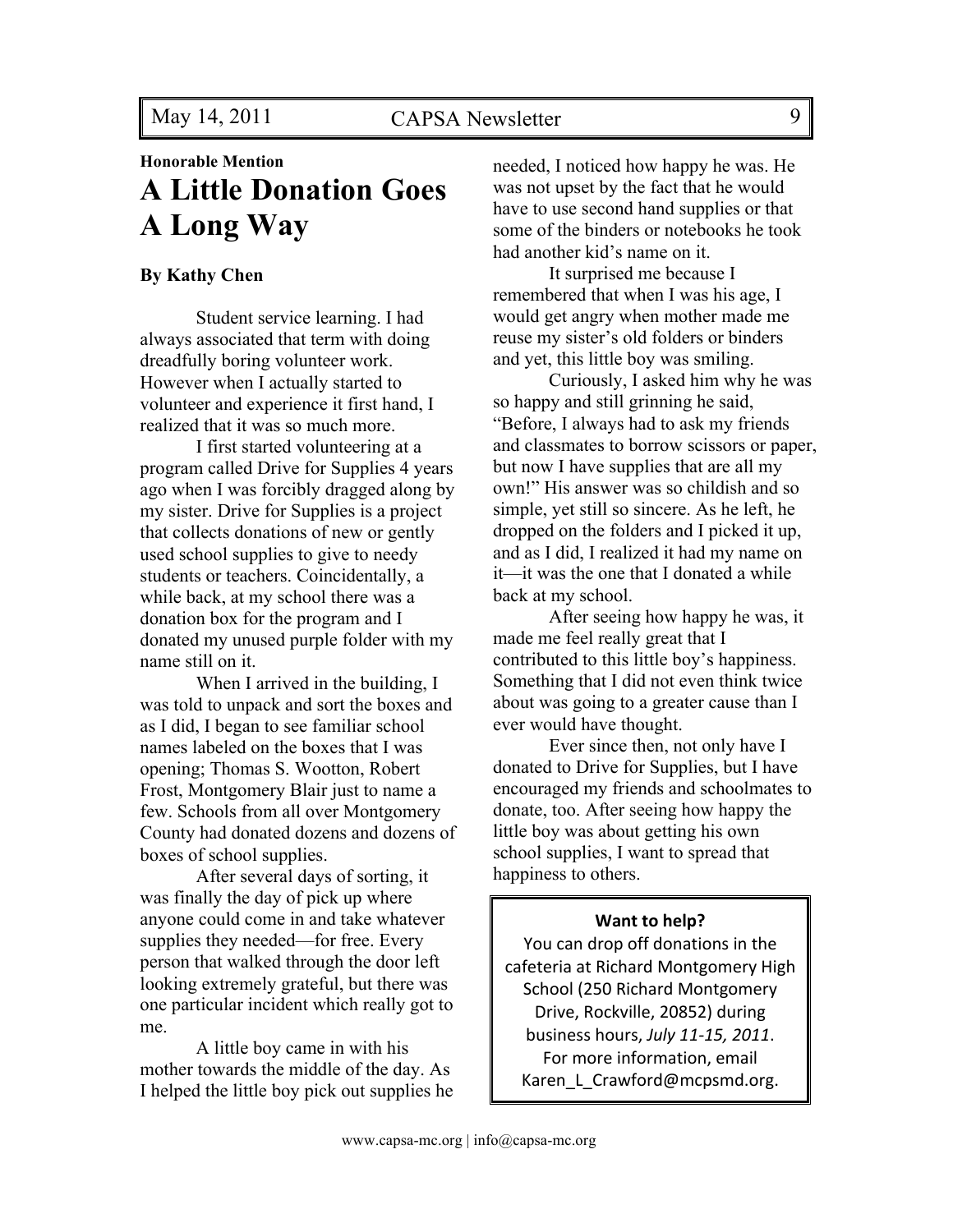**Honorable Mention**

# A Little Donation Goes A Long Way

**By Kathy Chen**

Student service learning. I had always associated that term with doing dreadfully boring volunteer work. However when I actually started to volunteer and experience it first hand, I realized that it was so much more.

I first started volunteering at a program called Drive for Supplies 4 years ago when I was forcibly dragged along by my sister. Drive for Supplies is a project that collects donations of new or gently used school supplies to give to needy students or teachers. Coincidentally, a while back, at my school there was a donation box for the program and I donated my unused purple folder with my name still on it.

When I arrived in the building, I was told to unpack and sort the boxes and as I did, I began to see familiar school names labeled on the boxes that I was opening; Thomas S. Wootton, Robert Frost, Montgomery Blair just to name a few. Schools from all over Montgomery County had donated dozens and dozens of boxes of school supplies.

After several days of sorting, it was finally the day of pick up where anyone could come in and take whatever supplies they needed—for free. Every person that walked through the door left looking extremely grateful, but there was one particular incident which really got to me.

A little boy came in with his mother towards the middle of the day. As I helped the little boy pick out supplies he needed, I noticed how happy he was. He was not upset by the fact that he would have to use second hand supplies or that some of the binders or notebooks he took had another kid's name on it.

It surprised me because I remembered that when I was his age, I would get angry when mother made me reuse my sister's old folders or binders and yet, this little boy was smiling.

Curiously, I asked him why he was so happy and still grinning he said, "Before, I always had to ask my friends and classmates to borrow scissors or paper, but now I have supplies that are all my own!" His answer was so childish and so simple, yet still so sincere. As he left, he dropped on the folders and I picked it up, and as I did, I realized it had my name on it—it was the one that I donated a while back at my school.

After seeing how happy he was, it made me feel really great that I contributed to this little boy's happiness. Something that I did not even think twice about was going to a greater cause than I ever would have thought.

Ever since then, not only have I donated to Drive for Supplies, but I have encouraged my friends and schoolmates to donate, too. After seeing how happy the little boy was about getting his own school supplies, I want to spread that happiness to others.

**Want to help?**

You can drop off donations in the cafeteria at Richard Montgomery High School (250 Richard Montgomery Drive, Rockville, 20852) during business hours, *July 11-15, 2011*. For more information, email Karen_L_Crawford@mcpsmd.org.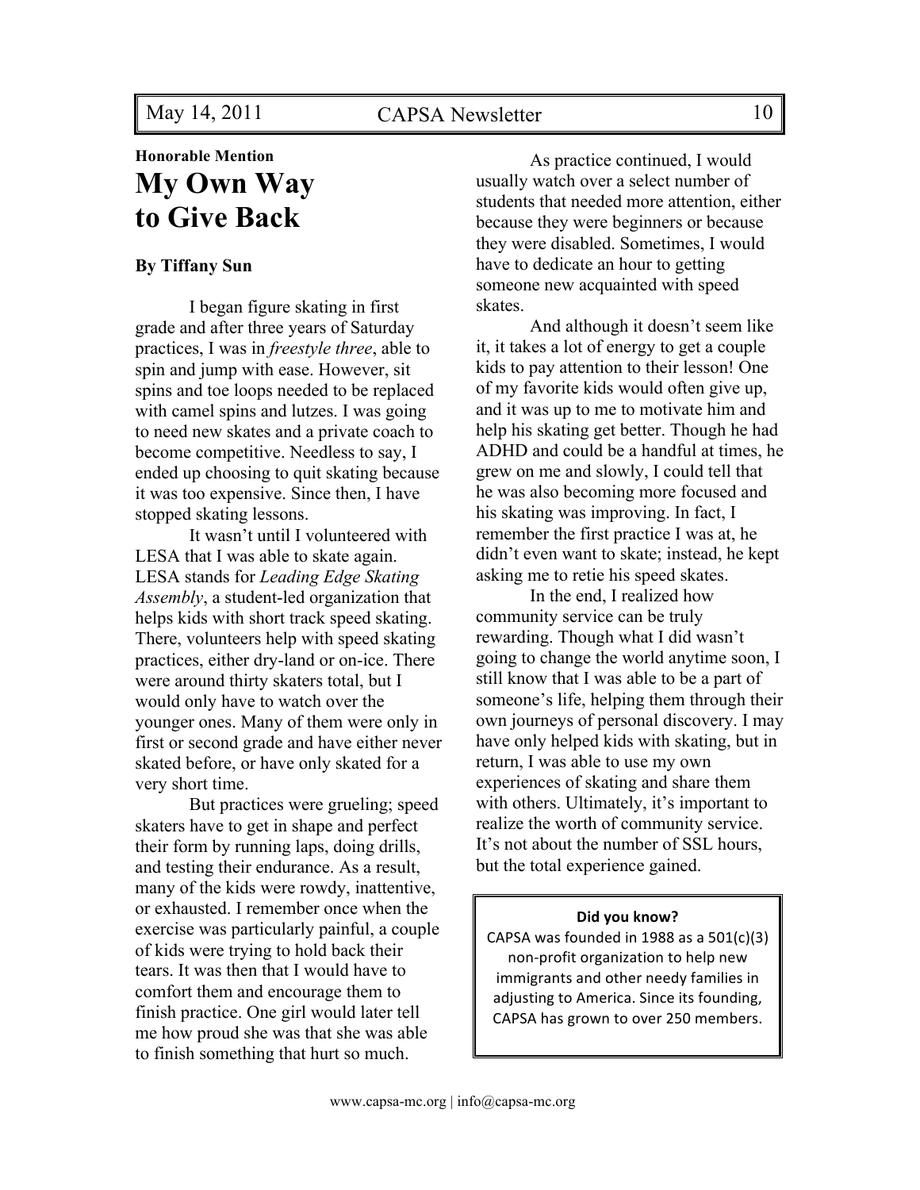**Honorable Mention**

# My Own Way to Give Back

**By Tiffany Sun**

I began figure skating in first grade and after three years of Saturday practices, I was in *freestyle three*, able to spin and jump with ease. However, sit spins and toe loops needed to be replaced with camel spins and lutzes. I was going to need new skates and a private coach to become competitive. Needless to say, I ended up choosing to quit skating because it was too expensive. Since then, I have stopped skating lessons.

It wasn't until I volunteered with LESA that I was able to skate again. LESA stands for *Leading Edge Skating Assembly*, a student-led organization that helps kids with short track speed skating. There, volunteers help with speed skating practices, either dry-land or on-ice. There were around thirty skaters total, but I would only have to watch over the younger ones. Many of them were only in first or second grade and have either never skated before, or have only skated for a very short time.

But practices were grueling; speed skaters have to get in shape and perfect their form by running laps, doing drills, and testing their endurance. As a result, many of the kids were rowdy, inattentive, or exhausted. I remember once when the exercise was particularly painful, a couple of kids were trying to hold back their tears. It was then that I would have to comfort them and encourage them to finish practice. One girl would later tell me how proud she was that she was able to finish something that hurt so much.

As practice continued, I would usually watch over a select number of students that needed more attention, either because they were beginners or because they were disabled. Sometimes, I would have to dedicate an hour to getting someone new acquainted with speed skates.

And although it doesn't seem like it, it takes a lot of energy to get a couple kids to pay attention to their lesson! One of my favorite kids would often give up, and it was up to me to motivate him and help his skating get better. Though he had ADHD and could be a handful at times, he grew on me and slowly, I could tell that he was also becoming more focused and his skating was improving. In fact, I remember the first practice I was at, he didn't even want to skate; instead, he kept asking me to retie his speed skates.

In the end, I realized how community service can be truly rewarding. Though what I did wasn't going to change the world anytime soon, I still know that I was able to be a part of someone's life, helping them through their own journeys of personal discovery. I may have only helped kids with skating, but in return, I was able to use my own experiences of skating and share them with others. Ultimately, it's important to realize the worth of community service. It's not about the number of SSL hours, but the total experience gained.

> **Did you know?**
> CAPSA was founded in 1988 as a 501(c)(3) non-profit organization to help new immigrants and other needy families in adjusting to America. Since its founding, CAPSA has grown to over 250 members.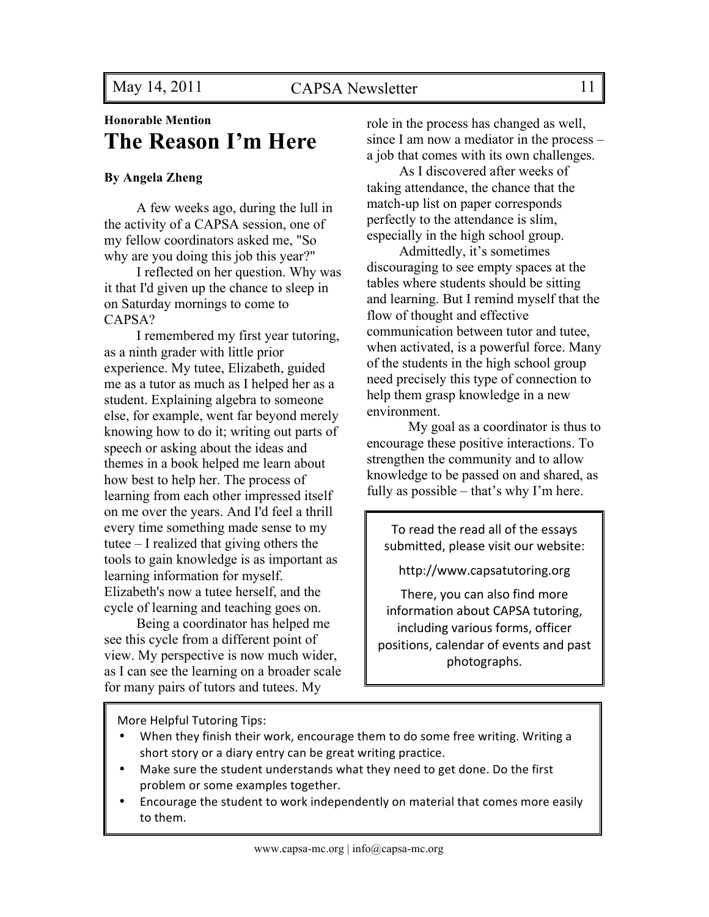**Honorable Mention**

# The Reason I'm Here

**By Angela Zheng**

A few weeks ago, during the lull in the activity of a CAPSA session, one of my fellow coordinators asked me, "So why are you doing this job this year?"

I reflected on her question. Why was it that I'd given up the chance to sleep in on Saturday mornings to come to CAPSA?

I remembered my first year tutoring, as a ninth grader with little prior experience. My tutee, Elizabeth, guided me as a tutor as much as I helped her as a student. Explaining algebra to someone else, for example, went far beyond merely knowing how to do it; writing out parts of speech or asking about the ideas and themes in a book helped me learn about how best to help her. The process of learning from each other impressed itself on me over the years. And I'd feel a thrill every time something made sense to my tutee – I realized that giving others the tools to gain knowledge is as important as learning information for myself. Elizabeth's now a tutee herself, and the cycle of learning and teaching goes on.

Being a coordinator has helped me see this cycle from a different point of view. My perspective is now much wider, as I can see the learning on a broader scale for many pairs of tutors and tutees. My role in the process has changed as well, since I am now a mediator in the process – a job that comes with its own challenges.

As I discovered after weeks of taking attendance, the chance that the match-up list on paper corresponds perfectly to the attendance is slim, especially in the high school group.

Admittedly, it's sometimes discouraging to see empty spaces at the tables where students should be sitting and learning. But I remind myself that the flow of thought and effective communication between tutor and tutee, when activated, is a powerful force. Many of the students in the high school group need precisely this type of connection to help them grasp knowledge in a new environment.

My goal as a coordinator is thus to encourage these positive interactions. To strengthen the community and to allow knowledge to be passed on and shared, as fully as possible – that's why I'm here.

To read the read all of the essays submitted, please visit our website:

http://www.capsatutoring.org

There, you can also find more information about CAPSA tutoring, including various forms, officer positions, calendar of events and past photographs.

More Helpful Tutoring Tips:

- When they finish their work, encourage them to do some free writing. Writing a short story or a diary entry can be great writing practice.
- Make sure the student understands what they need to get done. Do the first problem or some examples together.
- Encourage the student to work independently on material that comes more easily to them.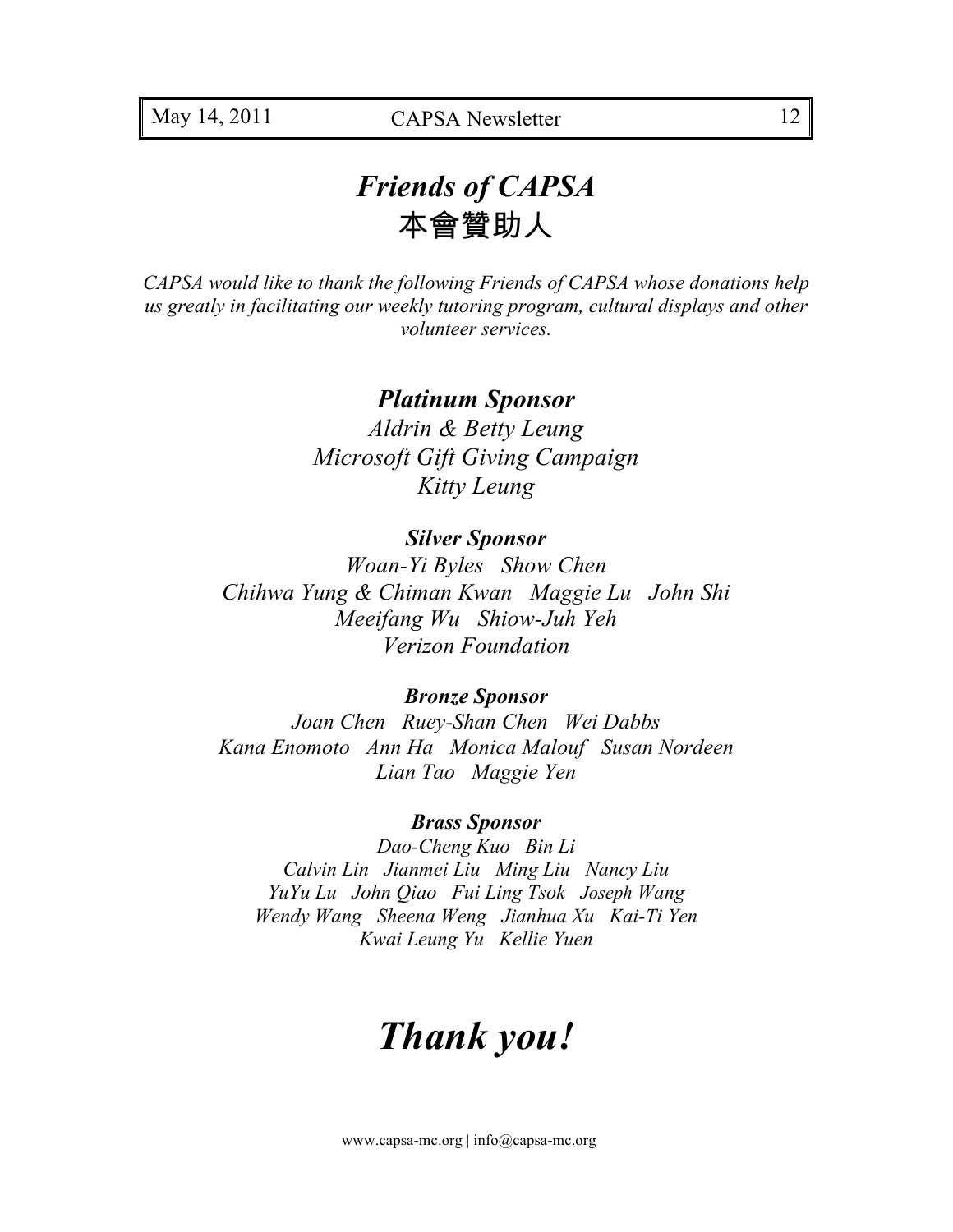# *Friends of CAPSA*
# 本會贊助人

*CAPSA would like to thank the following Friends of CAPSA whose donations help us greatly in facilitating our weekly tutoring program, cultural displays and other volunteer services.*

## *Platinum Sponsor*

*Aldrin & Betty Leung*
*Microsoft Gift Giving Campaign*
*Kitty Leung*

### *Silver Sponsor*

*Woan-Yi Byles   Show Chen*
*Chihwa Yung & Chiman Kwan   Maggie Lu   John Shi*
*Meeifang Wu   Shiow-Juh Yeh*
*Verizon Foundation*

### *Bronze Sponsor*

*Joan Chen   Ruey-Shan Chen   Wei Dabbs*
*Kana Enomoto   Ann Ha   Monica Malouf   Susan Nordeen*
*Lian Tao   Maggie Yen*

### *Brass Sponsor*

*Dao-Cheng Kuo   Bin Li*
*Calvin Lin   Jianmei Liu   Ming Liu   Nancy Liu*
*YuYu Lu   John Qiao   Fui Ling Tsok   Joseph Wang*
*Wendy Wang   Sheena Weng   Jianhua Xu   Kai-Ti Yen*
*Kwai Leung Yu   Kellie Yuen*

# *Thank you!*

www.capsa-mc.org | info@capsa-mc.org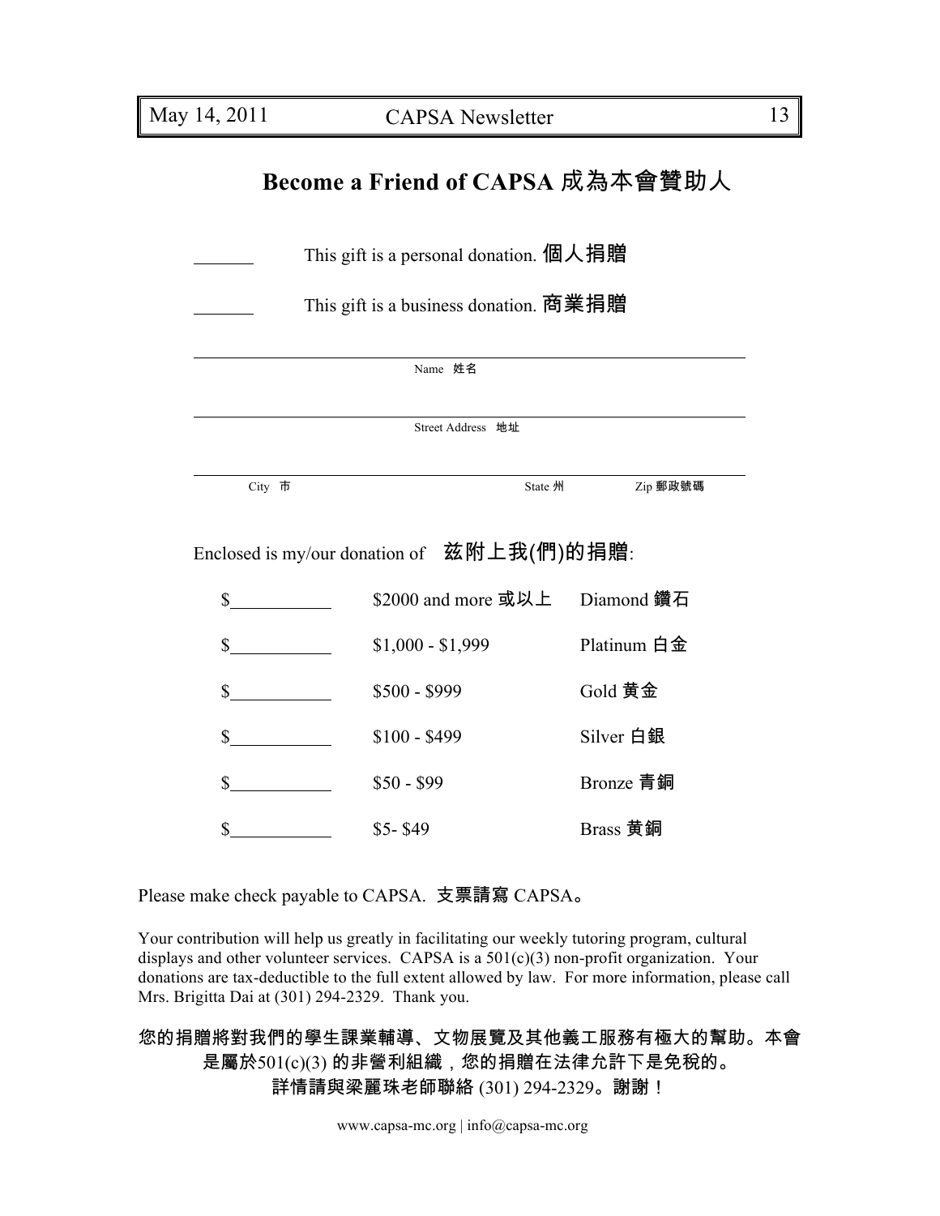# Become a Friend of CAPSA 成為本會贊助人

_______ This gift is a personal donation. 個人捐贈

_______ This gift is a business donation. 商業捐贈

___________________________________________
Name 姓名

___________________________________________
Street Address 地址

___________________________________________
City 市 State 州 Zip 郵政號碼

Enclosed is my/our donation of 茲附上我(們)的捐贈:

| | | |
|---|---|---|
| $__________ | $2000 and more 或以上 | Diamond 鑽石 |
| $__________ | $1,000 - $1,999 | Platinum 白金 |
| $__________ | $500 - $999 | Gold 黄金 |
| $__________ | $100 - $499 | Silver 白銀 |
| $__________ | $50 - $99 | Bronze 青銅 |
| $__________ | $5- $49 | Brass 黄銅 |

Please make check payable to CAPSA. 支票請寫 CAPSA。

Your contribution will help us greatly in facilitating our weekly tutoring program, cultural displays and other volunteer services. CAPSA is a 501(c)(3) non-profit organization. Your donations are tax-deductible to the full extent allowed by law. For more information, please call Mrs. Brigitta Dai at (301) 294-2329. Thank you.

**您的捐贈將對我們的學生課業輔導、文物展覽及其他義工服務有極大的幫助。本會是屬於501(c)(3) 的非營利組織，您的捐贈在法律允許下是免稅的。詳情請與梁麗珠老師聯絡 (301) 294-2329。謝謝！**

www.capsa-mc.org | info@capsa-mc.org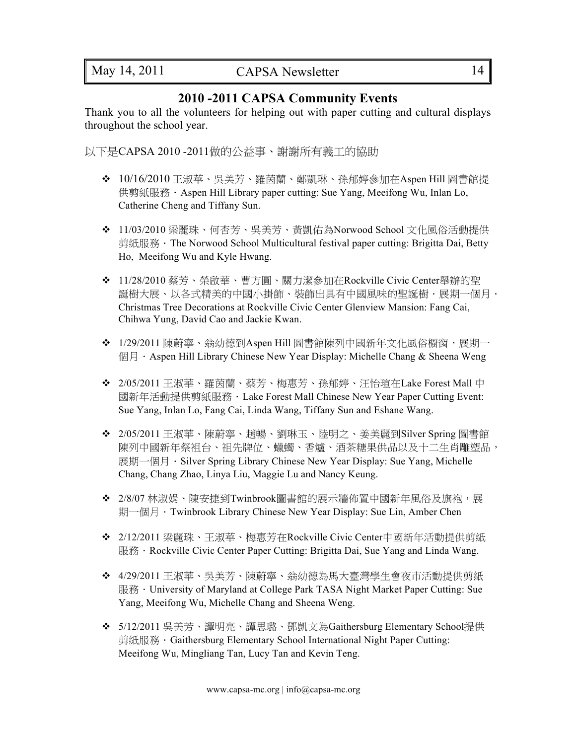## 2010 -2011 CAPSA Community Events

Thank you to all the volunteers for helping out with paper cutting and cultural displays throughout the school year.

以下是CAPSA 2010 -2011做的公益事、謝謝所有義工的協助

- 10/16/2010 王淑華、吳美芳、羅茵蘭、鄭凱琳、孫郁婷參加在Aspen Hill 圖書館提供剪紙服務．Aspen Hill Library paper cutting: Sue Yang, Meeifong Wu, Inlan Lo, Catherine Cheng and Tiffany Sun.
- 11/03/2010 梁麗珠、何杏芳、吳美芳、黃凱佑為Norwood School 文化風俗活動提供剪紙服務．The Norwood School Multicultural festival paper cutting: Brigitta Dai, Betty Ho, Meeifong Wu and Kyle Hwang.
- 11/28/2010 蔡芳、榮啟華、曹方圓、關力潔參加在Rockville Civic Center舉辦的聖誕樹大展、以各式精美的中國小掛飾、裝飾出具有中國風味的聖誕樹．展期一個月．Christmas Tree Decorations at Rockville Civic Center Glenview Mansion: Fang Cai, Chihwa Yung, David Cao and Jackie Kwan.
- 1/29/2011 陳蔚寧、翁幼德到Aspen Hill 圖書館陳列中國新年文化風俗櫥窗，展期一個月．Aspen Hill Library Chinese New Year Display: Michelle Chang & Sheena Weng
- 2/05/2011 王淑華、羅茵蘭、蔡芳、梅惠芳、孫郁婷、汪怡瑄在Lake Forest Mall 中國新年活動提供剪紙服務．Lake Forest Mall Chinese New Year Paper Cutting Event: Sue Yang, Inlan Lo, Fang Cai, Linda Wang, Tiffany Sun and Eshane Wang.
- 2/05/2011 王淑華、陳蔚寧、趙暢、劉琳玉、陸明之、姜美麗到Silver Spring 圖書館陳列中國新年祭祖台、祖先牌位、蠟燭、香爐、酒茶糖果供品以及十二生肖雕塑品，展期一個月．Silver Spring Library Chinese New Year Display: Sue Yang, Michelle Chang, Chang Zhao, Linya Liu, Maggie Lu and Nancy Keung.
- 2/8/07 林淑娟、陳安捷到Twinbrook圖書館的展示牆佈置中國新年風俗及旗袍，展期一個月．Twinbrook Library Chinese New Year Display: Sue Lin, Amber Chen
- 2/12/2011 梁麗珠、王淑華、梅惠芳在Rockville Civic Center中國新年活動提供剪紙服務．Rockville Civic Center Paper Cutting: Brigitta Dai, Sue Yang and Linda Wang.
- 4/29/2011 王淑華、吳美芳、陳蔚寧、翁幼德為馬大臺灣學生會夜市活動提供剪紙服務．University of Maryland at College Park TASA Night Market Paper Cutting: Sue Yang, Meeifong Wu, Michelle Chang and Sheena Weng.
- 5/12/2011 吳美芳、譚明亮、譚思璐、鄧凱文為Gaithersburg Elementary School提供剪紙服務．Gaithersburg Elementary School International Night Paper Cutting: Meeifong Wu, Mingliang Tan, Lucy Tan and Kevin Teng.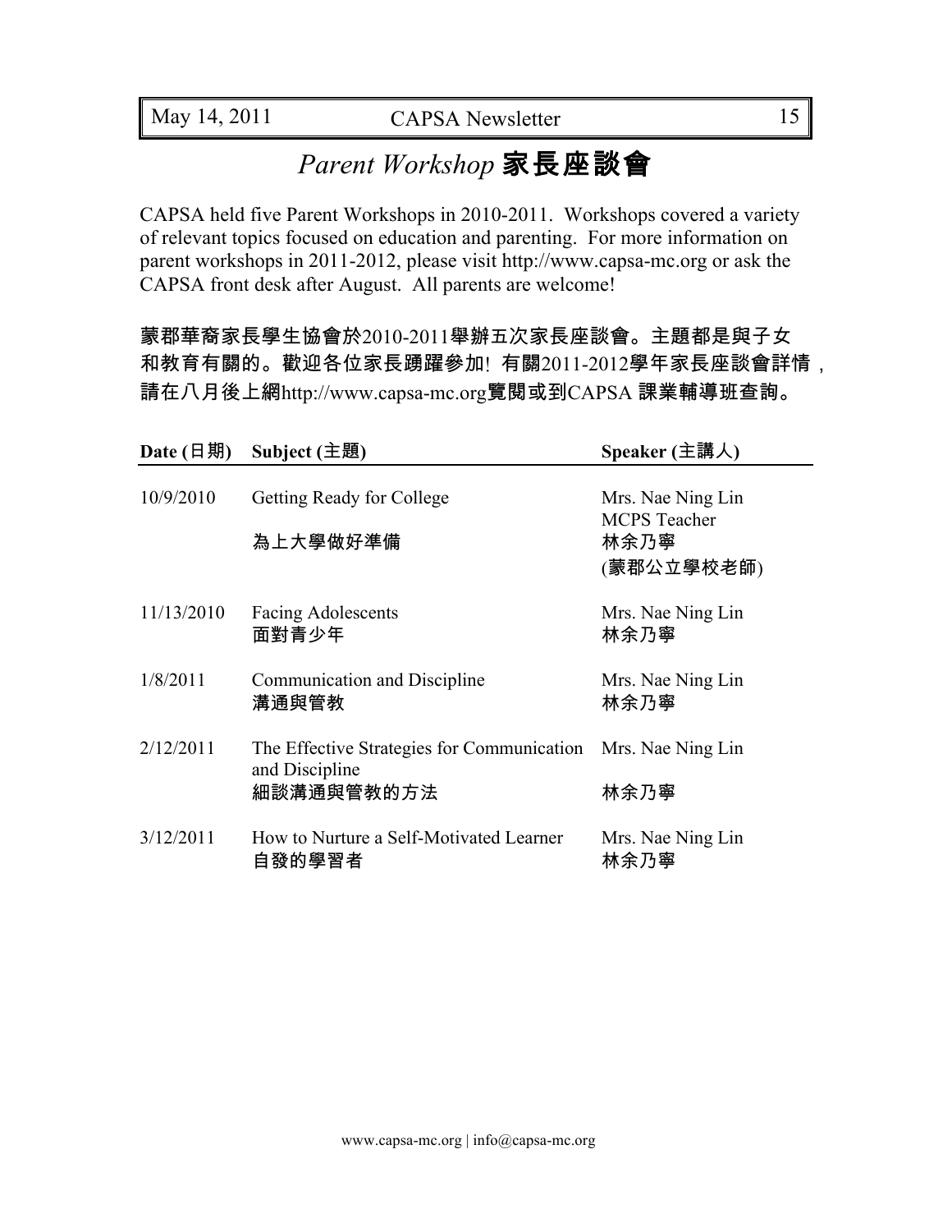# *Parent Workshop* 家長座談會

CAPSA held five Parent Workshops in 2010-2011. Workshops covered a variety of relevant topics focused on education and parenting. For more information on parent workshops in 2011-2012, please visit http://www.capsa-mc.org or ask the CAPSA front desk after August. All parents are welcome!

蒙郡華裔家長學生協會於2010-2011舉辦五次家長座談會。主題都是與子女和教育有關的。歡迎各位家長踴躍參加! 有關2011-2012學年家長座談會詳情，請在八月後上網http://www.capsa-mc.org覽閱或到CAPSA 課業輔導班查詢。

| Date (日期) | Subject (主題) | Speaker (主講人) |
|---|---|---|
| 10/9/2010 | Getting Ready for College<br>為上大學做好準備 | Mrs. Nae Ning Lin<br>MCPS Teacher<br>林余乃寧<br>(蒙郡公立學校老師) |
| 11/13/2010 | Facing Adolescents<br>面對青少年 | Mrs. Nae Ning Lin<br>林余乃寧 |
| 1/8/2011 | Communication and Discipline<br>溝通與管教 | Mrs. Nae Ning Lin<br>林余乃寧 |
| 2/12/2011 | The Effective Strategies for Communication and Discipline<br>細談溝通與管教的方法 | Mrs. Nae Ning Lin<br>林余乃寧 |
| 3/12/2011 | How to Nurture a Self-Motivated Learner<br>自發的學習者 | Mrs. Nae Ning Lin<br>林余乃寧 |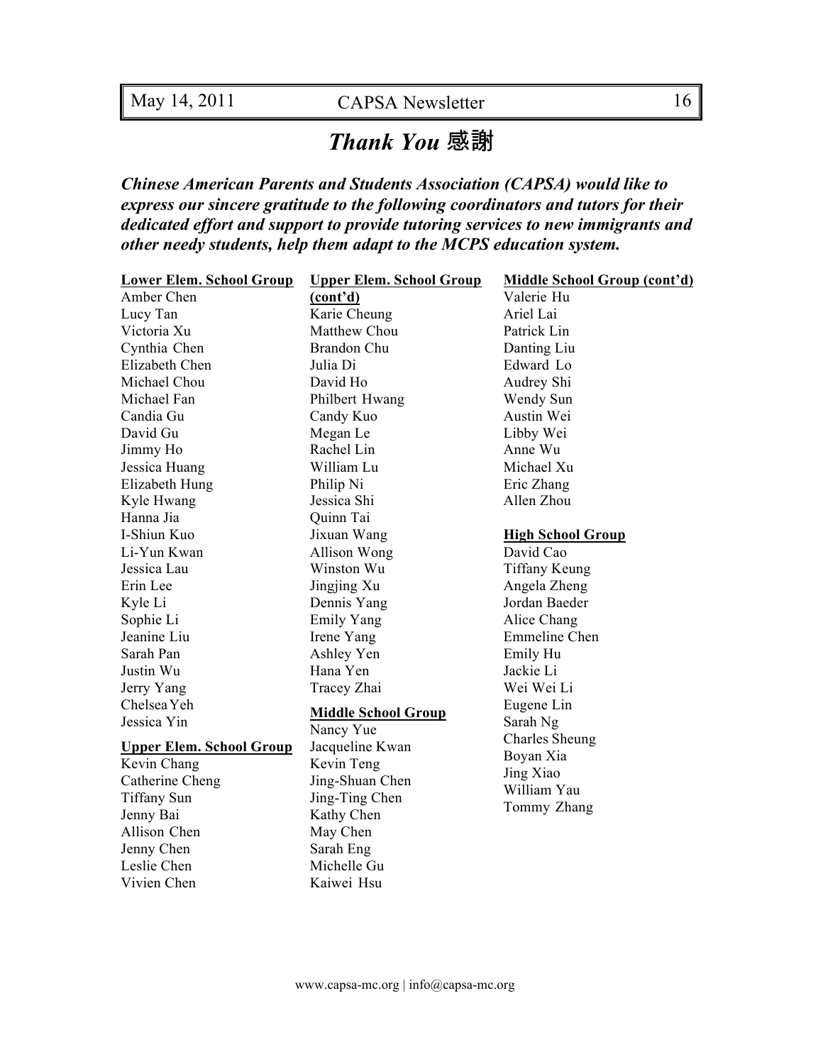# *Thank You* 感謝

***Chinese American Parents and Students Association (CAPSA) would like to express our sincere gratitude to the following coordinators and tutors for their dedicated effort and support to provide tutoring services to new immigrants and other needy students, help them adapt to the MCPS education system.***

**Lower Elem. School Group**

Amber Chen
Lucy Tan
Victoria Xu
Cynthia Chen
Elizabeth Chen
Michael Chou
Michael Fan
Candia Gu
David Gu
Jimmy Ho
Jessica Huang
Elizabeth Hung
Kyle Hwang
Hanna Jia
I-Shiun Kuo
Li-Yun Kwan
Jessica Lau
Erin Lee
Kyle Li
Sophie Li
Jeanine Liu
Sarah Pan
Justin Wu
Jerry Yang
Chelsea Yeh
Jessica Yin

**Upper Elem. School Group**

Kevin Chang
Catherine Cheng
Tiffany Sun
Jenny Bai
Allison Chen
Jenny Chen
Leslie Chen
Vivien Chen

**Upper Elem. School Group (cont'd)**

Karie Cheung
Matthew Chou
Brandon Chu
Julia Di
David Ho
Philbert Hwang
Candy Kuo
Megan Le
Rachel Lin
William Lu
Philip Ni
Jessica Shi
Quinn Tai
Jixuan Wang
Allison Wong
Winston Wu
Jingjing Xu
Dennis Yang
Emily Yang
Irene Yang
Ashley Yen
Hana Yen
Tracey Zhai

**Middle School Group**

Nancy Yue
Jacqueline Kwan
Kevin Teng
Jing-Shuan Chen
Jing-Ting Chen
Kathy Chen
May Chen
Sarah Eng
Michelle Gu
Kaiwei Hsu

**Middle School Group (cont'd)**

Valerie Hu
Ariel Lai
Patrick Lin
Danting Liu
Edward Lo
Audrey Shi
Wendy Sun
Austin Wei
Libby Wei
Anne Wu
Michael Xu
Eric Zhang
Allen Zhou

**High School Group**

David Cao
Tiffany Keung
Angela Zheng
Jordan Baeder
Alice Chang
Emmeline Chen
Emily Hu
Jackie Li
Wei Wei Li
Eugene Lin
Sarah Ng
Charles Sheung
Boyan Xia
Jing Xiao
William Yau
Tommy Zhang

www.capsa-mc.org | info@capsa-mc.org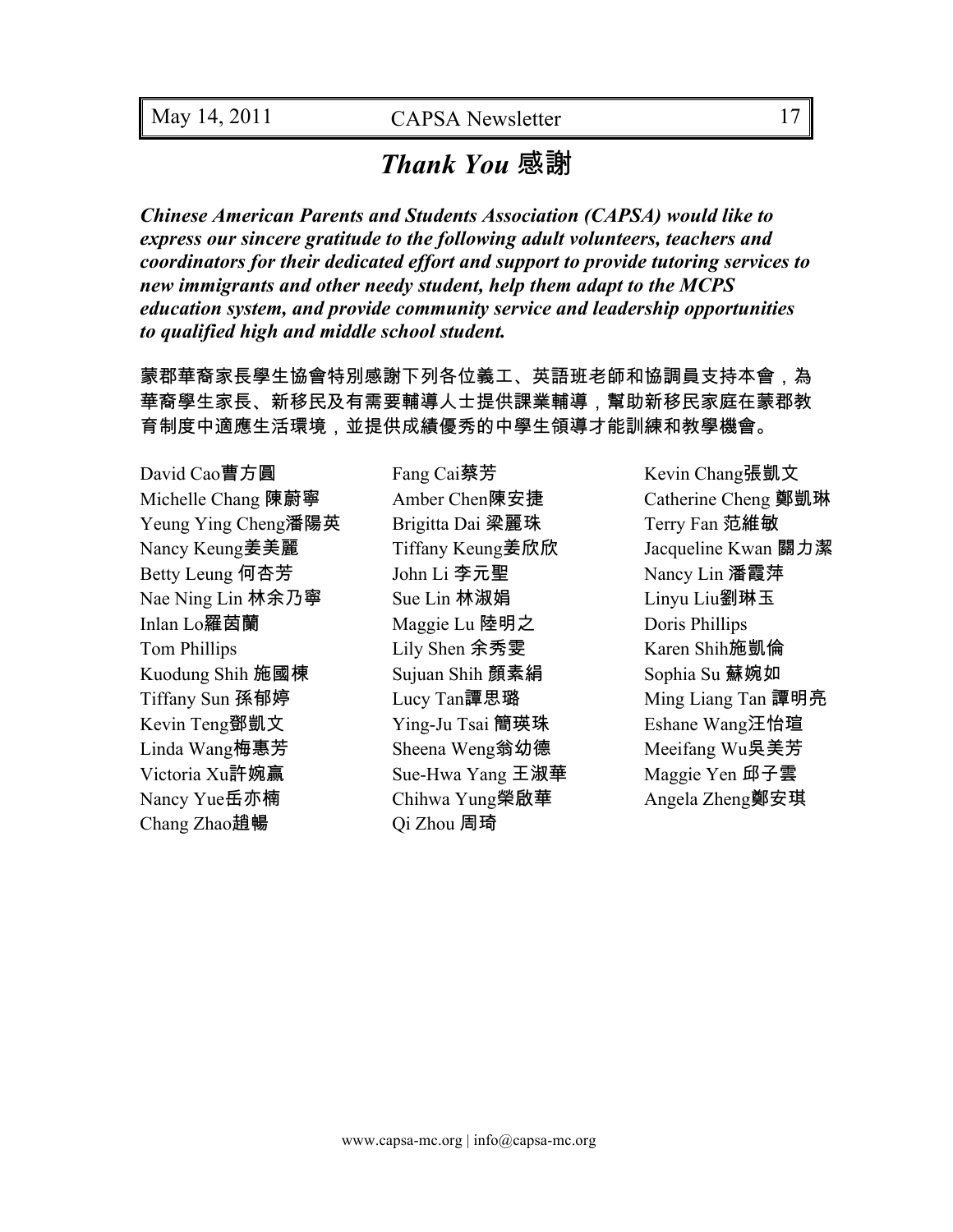# *Thank You* 感謝

***Chinese American Parents and Students Association (CAPSA) would like to express our sincere gratitude to the following adult volunteers, teachers and coordinators for their dedicated effort and support to provide tutoring services to new immigrants and other needy student, help them adapt to the MCPS education system, and provide community service and leadership opportunities to qualified high and middle school student.***

蒙郡華裔家長學生協會特別感謝下列各位義工、英語班老師和協調員支持本會，為華裔學生家長、新移民及有需要輔導人士提供課業輔導，幫助新移民家庭在蒙郡教育制度中適應生活環境，並提供成績優秀的中學生領導才能訓練和教學機會。

David Cao曹方圓
Michelle Chang 陳蔚寧
Yeung Ying Cheng潘陽英
Nancy Keung姜美麗
Betty Leung 何杏芳
Nae Ning Lin 林余乃寧
Inlan Lo羅茵蘭
Tom Phillips
Kuodung Shih 施國棟
Tiffany Sun 孫郁婷
Kevin Teng鄧凱文
Linda Wang梅惠芳
Victoria Xu許婉贏
Nancy Yue岳亦楠
Chang Zhao趙暢

Fang Cai蔡芳
Amber Chen陳安捷
Brigitta Dai 梁麗珠
Tiffany Keung姜欣欣
John Li 李元聖
Sue Lin 林淑娟
Maggie Lu 陸明之
Lily Shen 余秀雯
Sujuan Shih 顏素絹
Lucy Tan譚思璐
Ying-Ju Tsai 簡瑛珠
Sheena Weng翁幼德
Sue-Hwa Yang 王淑華
Chihwa Yung榮啟華
Qi Zhou 周琦

Kevin Chang張凱文
Catherine Cheng 鄭凱琳
Terry Fan 范維敏
Jacqueline Kwan 關力潔
Nancy Lin 潘霞萍
Linyu Liu劉琳玉
Doris Phillips
Karen Shih施凱倫
Sophia Su 蘇婉如
Ming Liang Tan 譚明亮
Eshane Wang汪怡瑄
Meeifang Wu吳美芳
Maggie Yen 邱子雲
Angela Zheng鄭安琪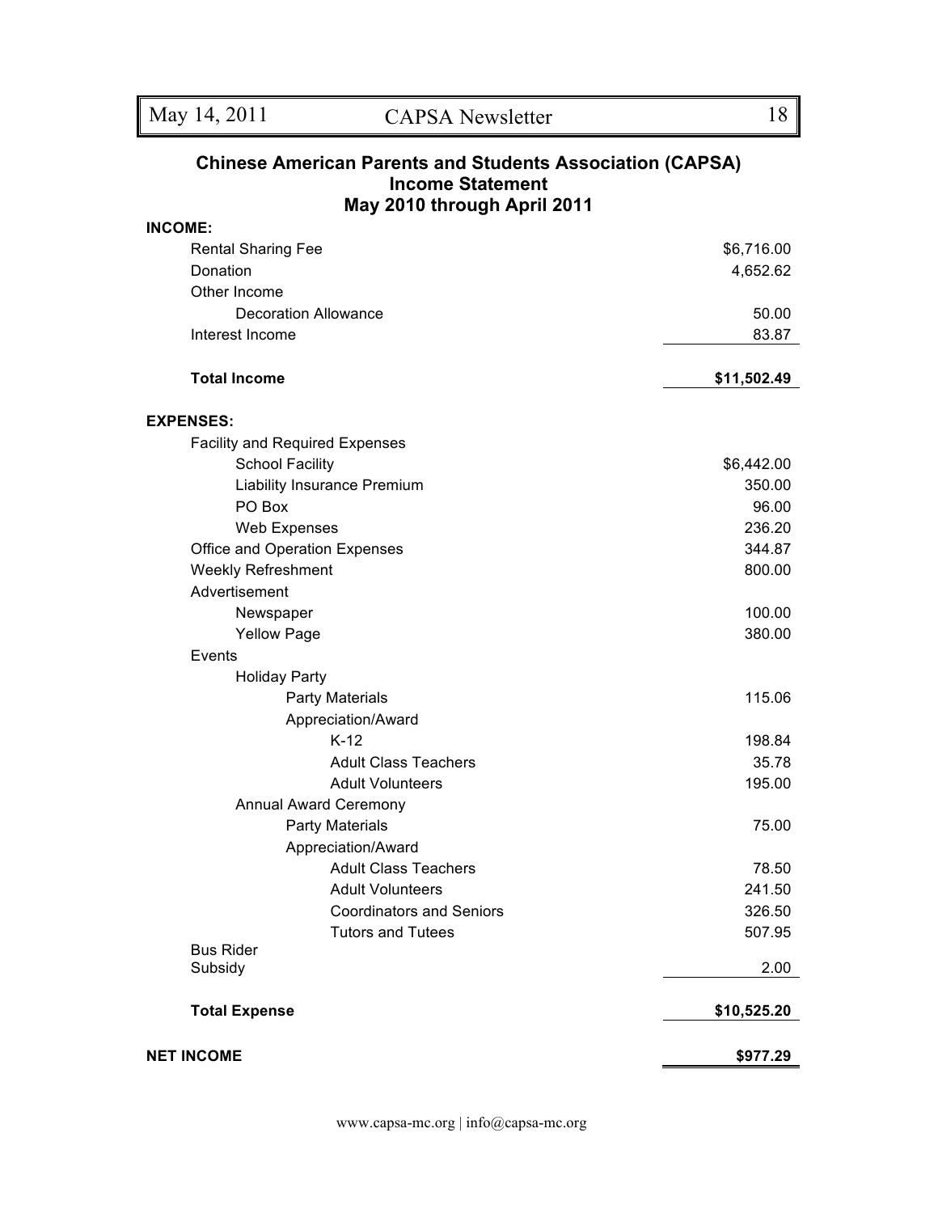## Chinese American Parents and Students Association (CAPSA)
## Income Statement
## May 2010 through April 2011

| | |
|---|---|
| **INCOME:** | |
| Rental Sharing Fee | $6,716.00 |
| Donation | 4,652.62 |
| Other Income | |
| Decoration Allowance | 50.00 |
| Interest Income | 83.87 |
| **Total Income** | **$11,502.49** |
| **EXPENSES:** | |
| Facility and Required Expenses | |
| School Facility | $6,442.00 |
| Liability Insurance Premium | 350.00 |
| PO Box | 96.00 |
| Web Expenses | 236.20 |
| Office and Operation Expenses | 344.87 |
| Weekly Refreshment | 800.00 |
| Advertisement | |
| Newspaper | 100.00 |
| Yellow Page | 380.00 |
| Events | |
| Holiday Party | |
| Party Materials | 115.06 |
| Appreciation/Award | |
| K-12 | 198.84 |
| Adult Class Teachers | 35.78 |
| Adult Volunteers | 195.00 |
| Annual Award Ceremony | |
| Party Materials | 75.00 |
| Appreciation/Award | |
| Adult Class Teachers | 78.50 |
| Adult Volunteers | 241.50 |
| Coordinators and Seniors | 326.50 |
| Tutors and Tutees | 507.95 |
| Bus Rider Subsidy | 2.00 |
| **Total Expense** | **$10,525.20** |
| **NET INCOME** | **$977.29** |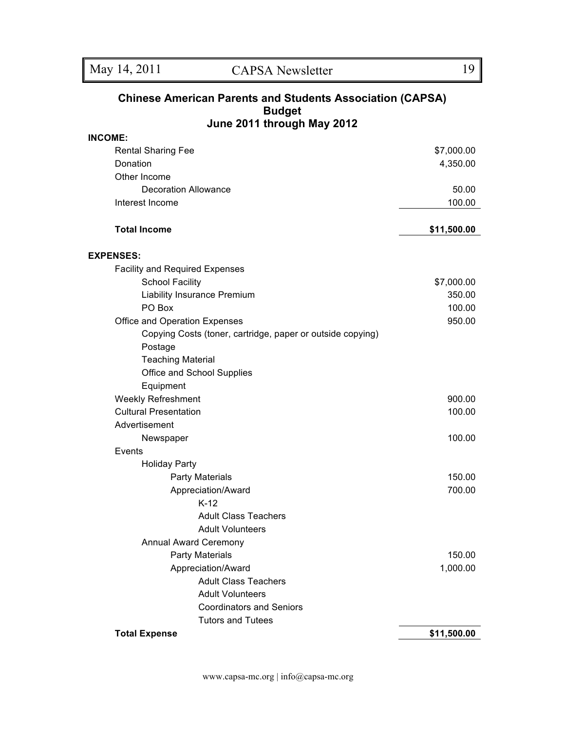## Chinese American Parents and Students Association (CAPSA)
## Budget
## June 2011 through May 2012

| | |
|---|---|
| **INCOME:** | |
| Rental Sharing Fee | $7,000.00 |
| Donation | 4,350.00 |
| Other Income | |
| Decoration Allowance | 50.00 |
| Interest Income | 100.00 |
| **Total Income** | **$11,500.00** |
| **EXPENSES:** | |
| Facility and Required Expenses | |
| School Facility | $7,000.00 |
| Liability Insurance Premium | 350.00 |
| PO Box | 100.00 |
| Office and Operation Expenses | 950.00 |
| Copying Costs (toner, cartridge, paper or outside copying) | |
| Postage | |
| Teaching Material | |
| Office and School Supplies | |
| Equipment | |
| Weekly Refreshment | 900.00 |
| Cultural Presentation | 100.00 |
| Advertisement | |
| Newspaper | 100.00 |
| Events | |
| Holiday Party | |
| Party Materials | 150.00 |
| Appreciation/Award | 700.00 |
| K-12 | |
| Adult Class Teachers | |
| Adult Volunteers | |
| Annual Award Ceremony | |
| Party Materials | 150.00 |
| Appreciation/Award | 1,000.00 |
| Adult Class Teachers | |
| Adult Volunteers | |
| Coordinators and Seniors | |
| Tutors and Tutees | |
| **Total Expense** | **$11,500.00** |